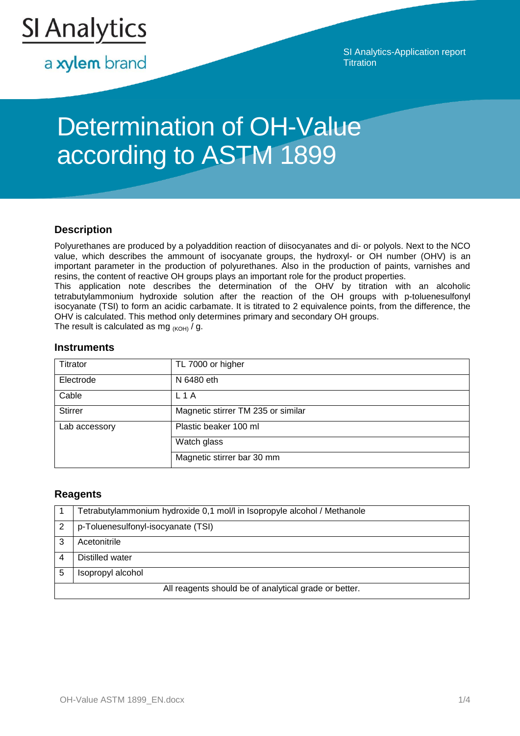SI Analytics

a xylem brand

SI Analytics-Application report
Titration

# Determination of OH-Value according to ASTM 1899

## Description

Polyurethanes are produced by a polyaddition reaction of diisocyanates and di- or polyols. Next to the NCO value, which describes the ammount of isocyanate groups, the hydroxyl- or OH number (OHV) is an important parameter in the production of polyurethanes. Also in the production of paints, varnishes and resins, the content of reactive OH groups plays an important role for the product properties.
This application note describes the determination of the OHV by titration with an alcoholic tetrabutylammonium hydroxide solution after the reaction of the OH groups with p-toluenesulfonyl isocyanate (TSI) to form an acidic carbamate. It is titrated to 2 equivalence points, from the difference, the OHV is calculated. This method only determines primary and secondary OH groups.
The result is calculated as mg $_{(KOH)}$ / g.

## Instruments

| | |
|---|---|
| Titrator | TL 7000 or higher |
| Electrode | N 6480 eth |
| Cable | L 1 A |
| Stirrer | Magnetic stirrer TM 235 or similar |
| Lab accessory | Plastic beaker 100 ml |
| | Watch glass |
| | Magnetic stirrer bar 30 mm |

## Reagents

| | |
|---|---|
| 1 | Tetrabutylammonium hydroxide 0,1 mol/l in Isopropyle alcohol / Methanole |
| 2 | p-Toluenesulfonyl-isocyanate (TSI) |
| 3 | Acetonitrile |
| 4 | Distilled water |
| 5 | Isopropyl alcohol |
| All reagents should be of analytical grade or better. | |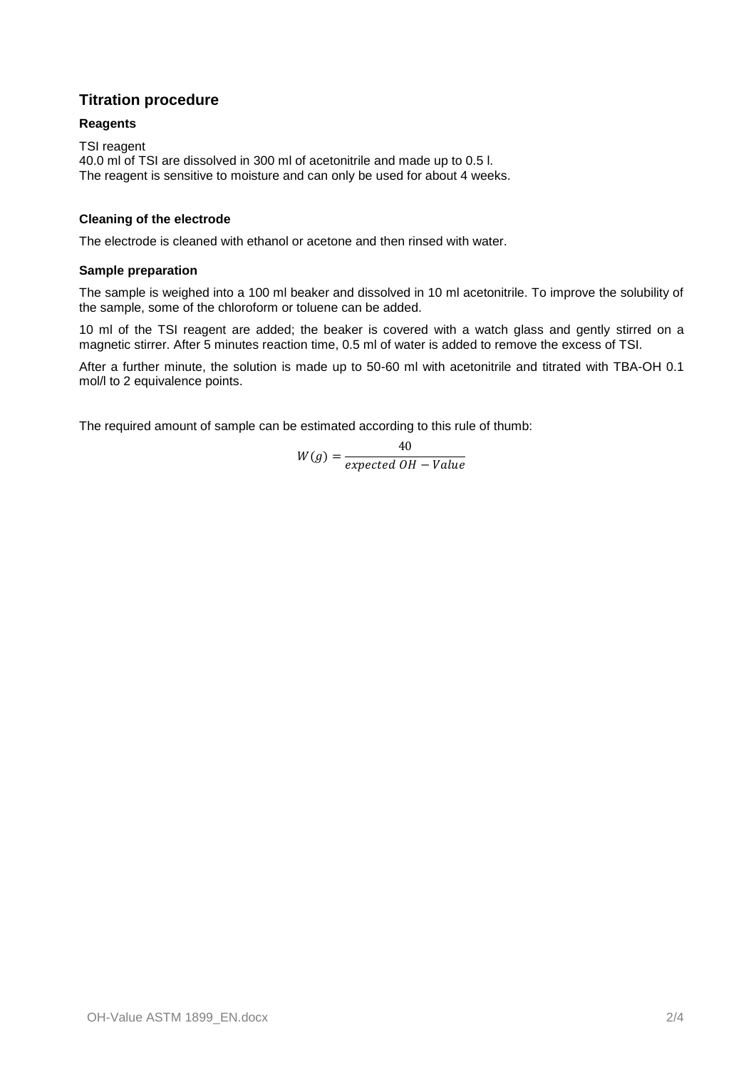## Titration procedure

### Reagents

TSI reagent
40.0 ml of TSI are dissolved in 300 ml of acetonitrile and made up to 0.5 l.
The reagent is sensitive to moisture and can only be used for about 4 weeks.

### Cleaning of the electrode

The electrode is cleaned with ethanol or acetone and then rinsed with water.

### Sample preparation

The sample is weighed into a 100 ml beaker and dissolved in 10 ml acetonitrile. To improve the solubility of the sample, some of the chloroform or toluene can be added.

10 ml of the TSI reagent are added; the beaker is covered with a watch glass and gently stirred on a magnetic stirrer. After 5 minutes reaction time, 0.5 ml of water is added to remove the excess of TSI.

After a further minute, the solution is made up to 50-60 ml with acetonitrile and titrated with TBA-OH 0.1 mol/l to 2 equivalence points.

The required amount of sample can be estimated according to this rule of thumb:

$$W(g) = \frac{40}{expected\ OH - Value}$$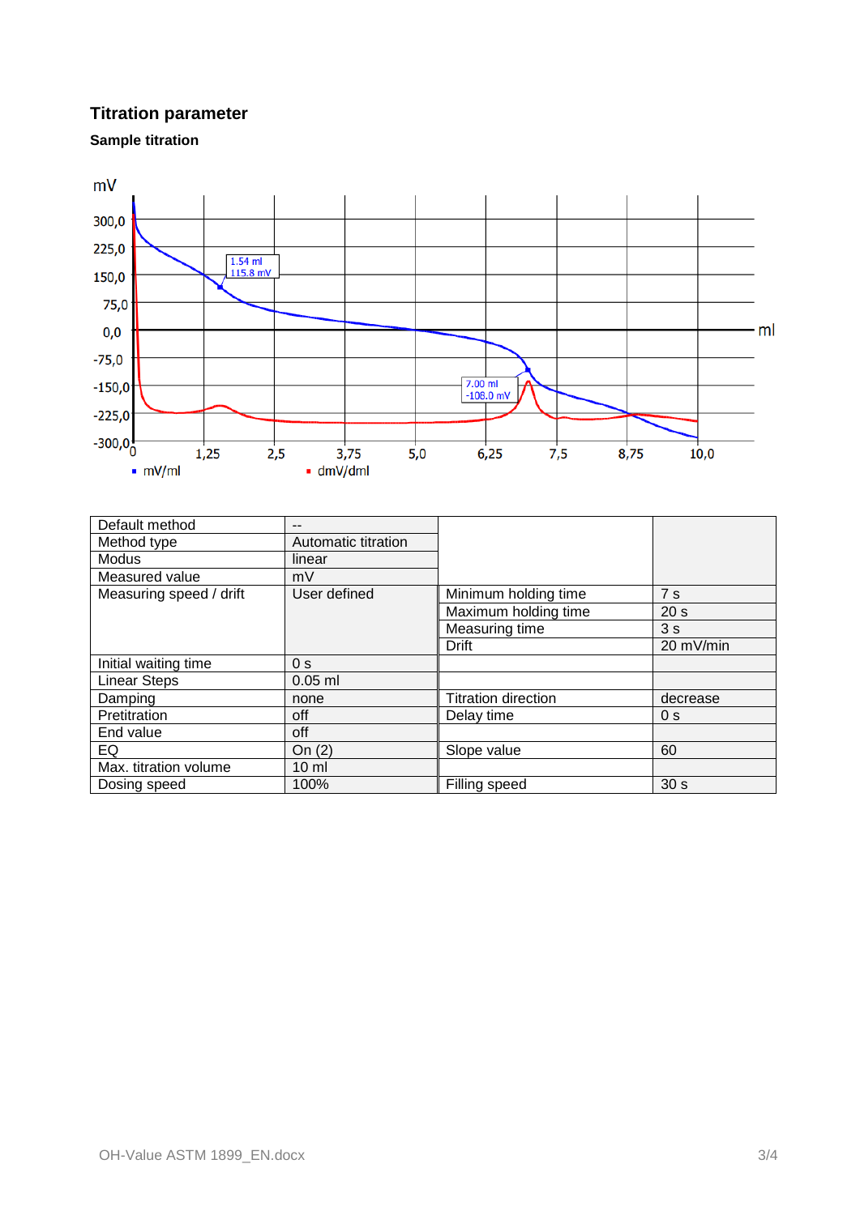## Titration parameter

### Sample titration

mV

300,0
225,0
150,0
75,0
0,0
-75,0
-150,0
-225,0
-300,0

0
1,25
2,5
3,75
5,0
6,25
7,5
8,75
10,0

ml

1.54 ml
115.8 mV

7.00 ml
-108.0 mV

mV/ml
dmV/dml

| | | | |
|---|---|---|---|
| Default method | -- | | |
| Method type | Automatic titration | | |
| Modus | linear | | |
| Measured value | mV | | |
| Measuring speed / drift | User defined | Minimum holding time | 7 s |
| | | Maximum holding time | 20 s |
| | | Measuring time | 3 s |
| | | Drift | 20 mV/min |
| Initial waiting time | 0 s | | |
| Linear Steps | 0.05 ml | | |
| Damping | none | Titration direction | decrease |
| Pretitration | off | Delay time | 0 s |
| End value | off | | |
| EQ | On (2) | Slope value | 60 |
| Max. titration volume | 10 ml | | |
| Dosing speed | 100% | Filling speed | 30 s |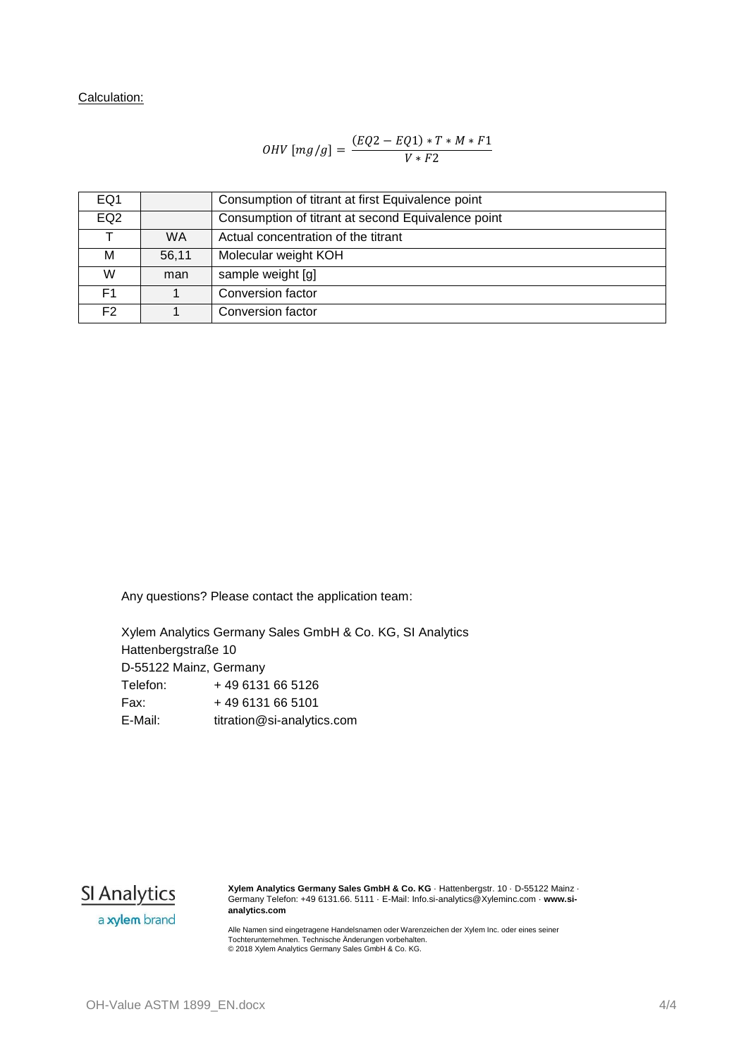Calculation:

$$OHV\ [mg/g] = \frac{(EQ2 - EQ1) * T * M * F1}{V * F2}$$

| | | |
|---|---|---|
| EQ1 | | Consumption of titrant at first Equivalence point |
| EQ2 | | Consumption of titrant at second Equivalence point |
| T | WA | Actual concentration of the titrant |
| M | 56,11 | Molecular weight KOH |
| W | man | sample weight [g] |
| F1 | 1 | Conversion factor |
| F2 | 1 | Conversion factor |

Any questions? Please contact the application team:

Xylem Analytics Germany Sales GmbH & Co. KG, SI Analytics
Hattenbergstraße 10
D-55122 Mainz, Germany
Telefon: + 49 6131 66 5126
Fax: + 49 6131 66 5101
E-Mail: titration@si-analytics.com

SI Analytics
a xylem brand

**Xylem Analytics Germany Sales GmbH & Co. KG** · Hattenbergstr. 10 · D-55122 Mainz · Germany Telefon: +49 6131.66. 5111 · E-Mail: Info.si-analytics@Xyleminc.com · **www.si-analytics.com**

Alle Namen sind eingetragene Handelsnamen oder Warenzeichen der Xylem Inc. oder eines seiner Tochterunternehmen. Technische Änderungen vorbehalten.
© 2018 Xylem Analytics Germany Sales GmbH & Co. KG.